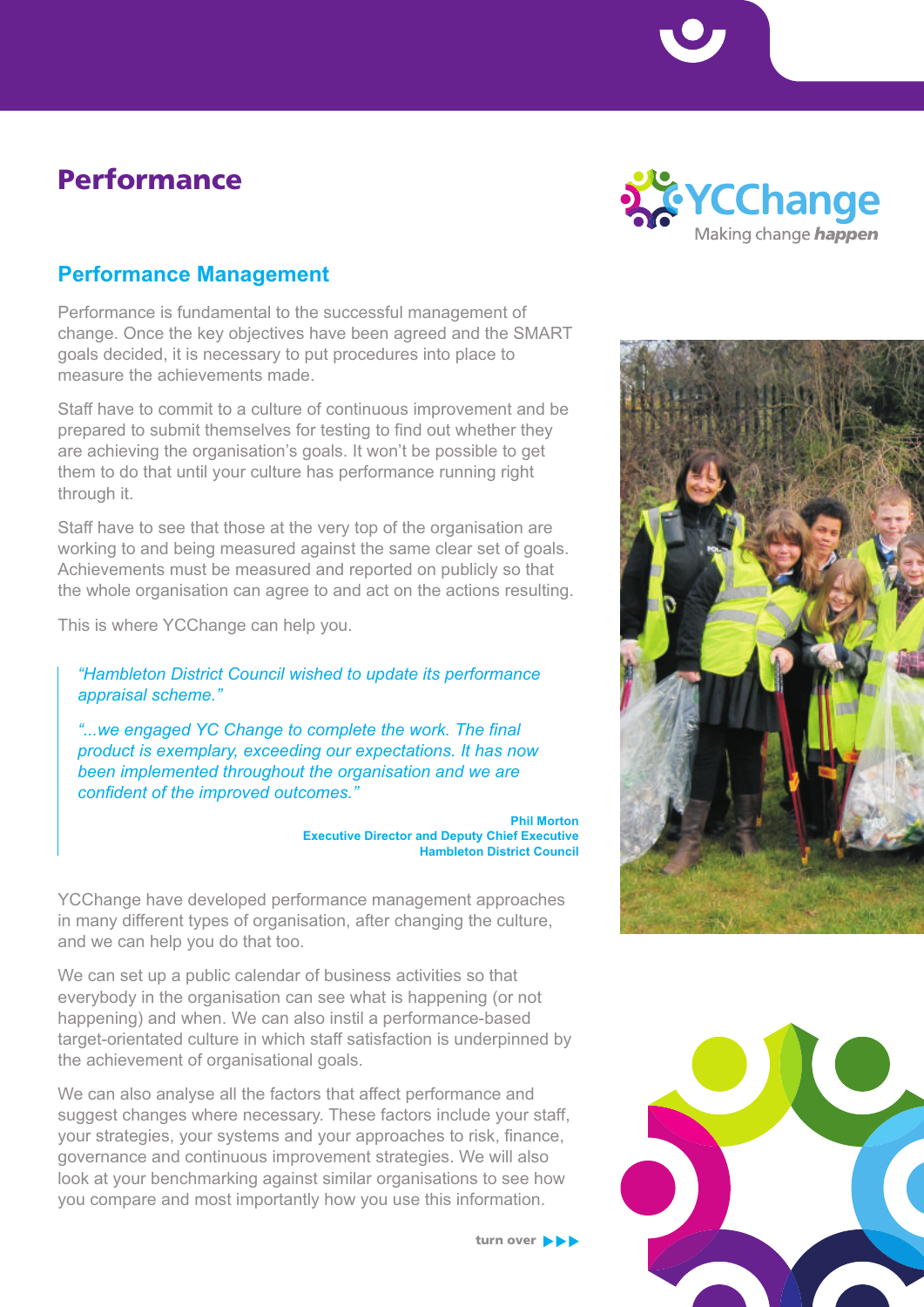# Performance

YCChange
Making change *happen*

## Performance Management

Performance is fundamental to the successful management of change. Once the key objectives have been agreed and the SMART goals decided, it is necessary to put procedures into place to measure the achievements made.

Staff have to commit to a culture of continuous improvement and be prepared to submit themselves for testing to find out whether they are achieving the organisation's goals. It won't be possible to get them to do that until your culture has performance running right through it.

Staff have to see that those at the very top of the organisation are working to and being measured against the same clear set of goals. Achievements must be measured and reported on publicly so that the whole organisation can agree to and act on the actions resulting.

This is where YCChange can help you.

> *"Hambleton District Council wished to update its performance appraisal scheme."*
>
> *"...we engaged YC Change to complete the work. The final product is exemplary, exceeding our expectations. It has now been implemented throughout the organisation and we are confident of the improved outcomes."*
>
> **Phil Morton**
> **Executive Director and Deputy Chief Executive**
> **Hambleton District Council**

YCChange have developed performance management approaches in many different types of organisation, after changing the culture, and we can help you do that too.

We can set up a public calendar of business activities so that everybody in the organisation can see what is happening (or not happening) and when. We can also instil a performance-based target-orientated culture in which staff satisfaction is underpinned by the achievement of organisational goals.

We can also analyse all the factors that affect performance and suggest changes where necessary. These factors include your staff, your strategies, your systems and your approaches to risk, finance, governance and continuous improvement strategies. We will also look at your benchmarking against similar organisations to see how you compare and most importantly how you use this information.

**turn over ▶▶▶**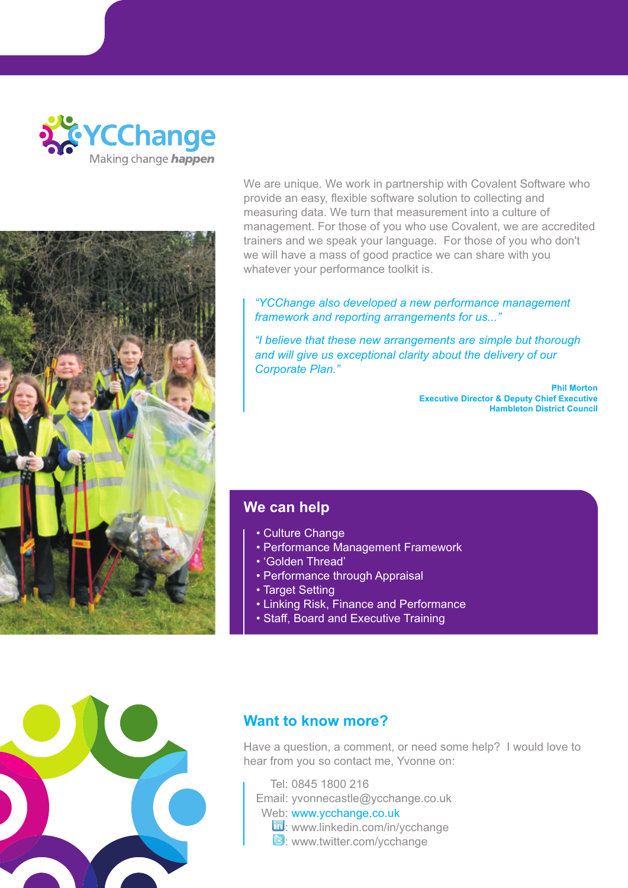YCChange

Making change *happen*

We are unique. We work in partnership with Covalent Software who provide an easy, flexible software solution to collecting and measuring data. We turn that measurement into a culture of management. For those of you who use Covalent, we are accredited trainers and we speak your language. For those of you who don't we will have a mass of good practice we can share with you whatever your performance toolkit is.

> *"YCChange also developed a new performance management framework and reporting arrangements for us..."*
>
> *"I believe that these new arrangements are simple but thorough and will give us exceptional clarity about the delivery of our Corporate Plan."*
>
> **Phil Morton**
> **Executive Director & Deputy Chief Executive**
> **Hambleton District Council**

## We can help

- Culture Change
- Performance Management Framework
- 'Golden Thread'
- Performance through Appraisal
- Target Setting
- Linking Risk, Finance and Performance
- Staff, Board and Executive Training

## Want to know more?

Have a question, a comment, or need some help? I would love to hear from you so contact me, Yvonne on:

Tel: 0845 1800 216
Email: yvonnecastle@ycchange.co.uk
Web: www.ycchange.co.uk
: www.linkedin.com/in/ycchange
: www.twitter.com/ycchange